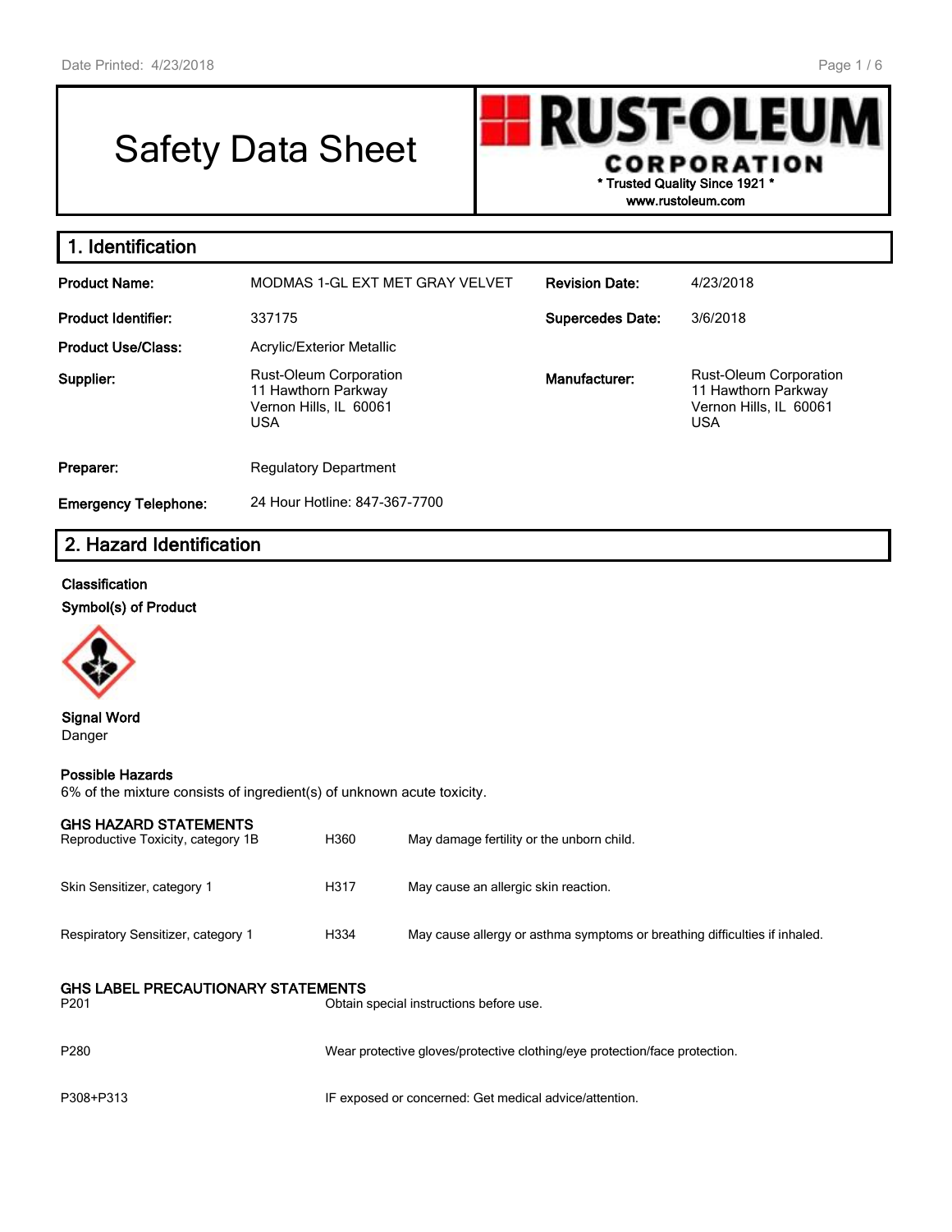# Safety Data Sheet

**RUST-OLEUM CORPORATION**
\* Trusted Quality Since 1921 \*
www.rustoleum.com

## 1. Identification

| | | | |
|---|---|---|---|
| **Product Name:** | MODMAS 1-GL EXT MET GRAY VELVET | **Revision Date:** | 4/23/2018 |
| **Product Identifier:** | 337175 | **Supercedes Date:** | 3/6/2018 |
| **Product Use/Class:** | Acrylic/Exterior Metallic | | |
| **Supplier:** | Rust-Oleum Corporation<br>11 Hawthorn Parkway<br>Vernon Hills, IL 60061<br>USA | **Manufacturer:** | Rust-Oleum Corporation<br>11 Hawthorn Parkway<br>Vernon Hills, IL 60061<br>USA |
| **Preparer:** | Regulatory Department | | |
| **Emergency Telephone:** | 24 Hour Hotline: 847-367-7700 | | |

## 2. Hazard Identification

**Classification**

**Symbol(s) of Product**

**Signal Word**
Danger

**Possible Hazards**
6% of the mixture consists of ingredient(s) of unknown acute toxicity.

**GHS HAZARD STATEMENTS**

| | | |
|---|---|---|
| Reproductive Toxicity, category 1B | H360 | May damage fertility or the unborn child. |
| Skin Sensitizer, category 1 | H317 | May cause an allergic skin reaction. |
| Respiratory Sensitizer, category 1 | H334 | May cause allergy or asthma symptoms or breathing difficulties if inhaled. |

**GHS LABEL PRECAUTIONARY STATEMENTS**

| | |
|---|---|
| P201 | Obtain special instructions before use. |
| P280 | Wear protective gloves/protective clothing/eye protection/face protection. |
| P308+P313 | IF exposed or concerned: Get medical advice/attention. |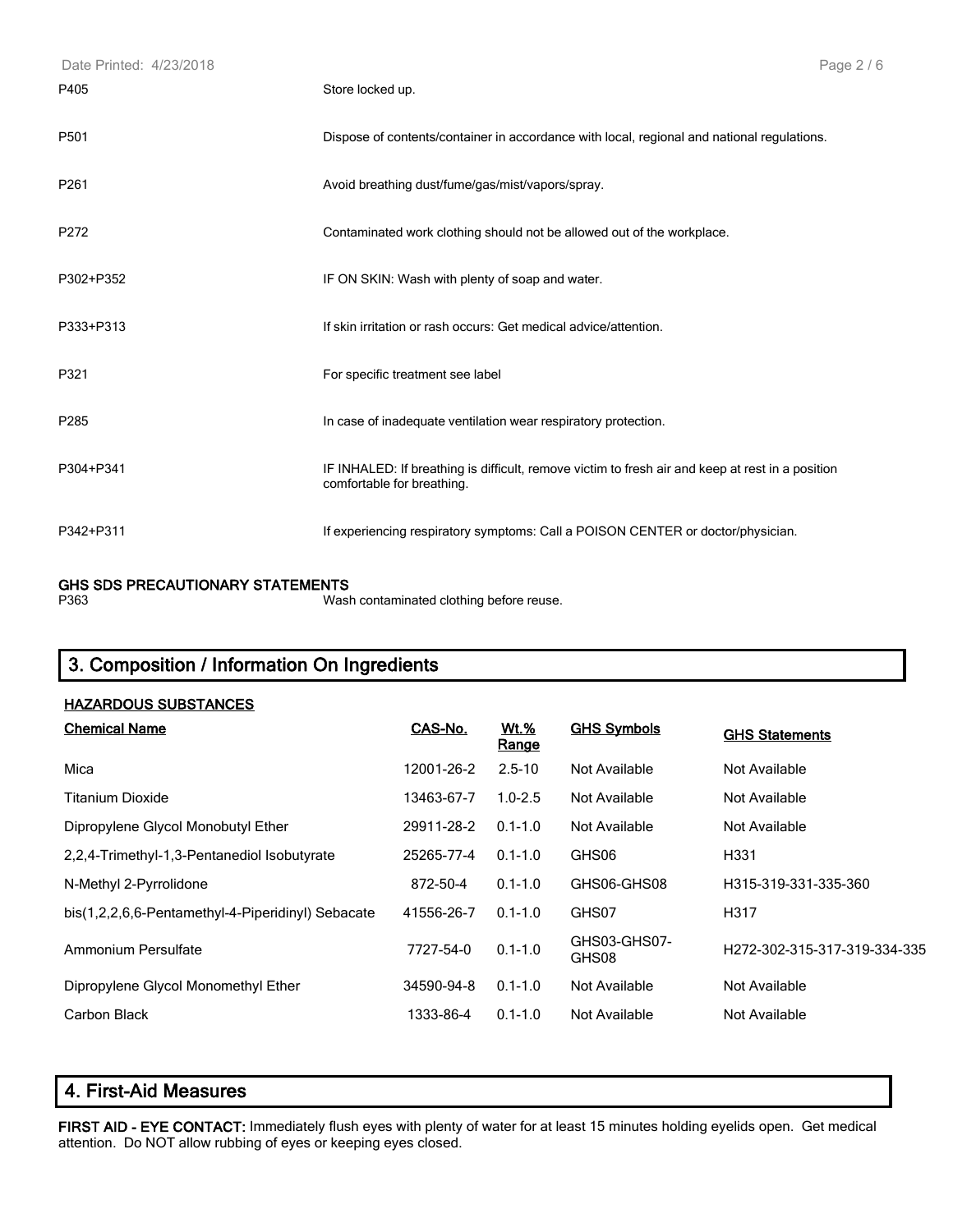| | |
|---|---|
| P405 | Store locked up. |
| P501 | Dispose of contents/container in accordance with local, regional and national regulations. |
| P261 | Avoid breathing dust/fume/gas/mist/vapors/spray. |
| P272 | Contaminated work clothing should not be allowed out of the workplace. |
| P302+P352 | IF ON SKIN: Wash with plenty of soap and water. |
| P333+P313 | If skin irritation or rash occurs: Get medical advice/attention. |
| P321 | For specific treatment see label |
| P285 | In case of inadequate ventilation wear respiratory protection. |
| P304+P341 | IF INHALED: If breathing is difficult, remove victim to fresh air and keep at rest in a position comfortable for breathing. |
| P342+P311 | If experiencing respiratory symptoms: Call a POISON CENTER or doctor/physician. |

**GHS SDS PRECAUTIONARY STATEMENTS**

| | |
|---|---|
| P363 | Wash contaminated clothing before reuse. |

## 3. Composition / Information On Ingredients

**HAZARDOUS SUBSTANCES**

| Chemical Name | CAS-No. | Wt.% Range | GHS Symbols | GHS Statements |
|---|---|---|---|---|
| Mica | 12001-26-2 | 2.5-10 | Not Available | Not Available |
| Titanium Dioxide | 13463-67-7 | 1.0-2.5 | Not Available | Not Available |
| Dipropylene Glycol Monobutyl Ether | 29911-28-2 | 0.1-1.0 | Not Available | Not Available |
| 2,2,4-Trimethyl-1,3-Pentanediol Isobutyrate | 25265-77-4 | 0.1-1.0 | GHS06 | H331 |
| N-Methyl 2-Pyrrolidone | 872-50-4 | 0.1-1.0 | GHS06-GHS08 | H315-319-331-335-360 |
| bis(1,2,2,6,6-Pentamethyl-4-Piperidinyl) Sebacate | 41556-26-7 | 0.1-1.0 | GHS07 | H317 |
| Ammonium Persulfate | 7727-54-0 | 0.1-1.0 | GHS03-GHS07-GHS08 | H272-302-315-317-319-334-335 |
| Dipropylene Glycol Monomethyl Ether | 34590-94-8 | 0.1-1.0 | Not Available | Not Available |
| Carbon Black | 1333-86-4 | 0.1-1.0 | Not Available | Not Available |

## 4. First-Aid Measures

**FIRST AID - EYE CONTACT:** Immediately flush eyes with plenty of water for at least 15 minutes holding eyelids open. Get medical attention. Do NOT allow rubbing of eyes or keeping eyes closed.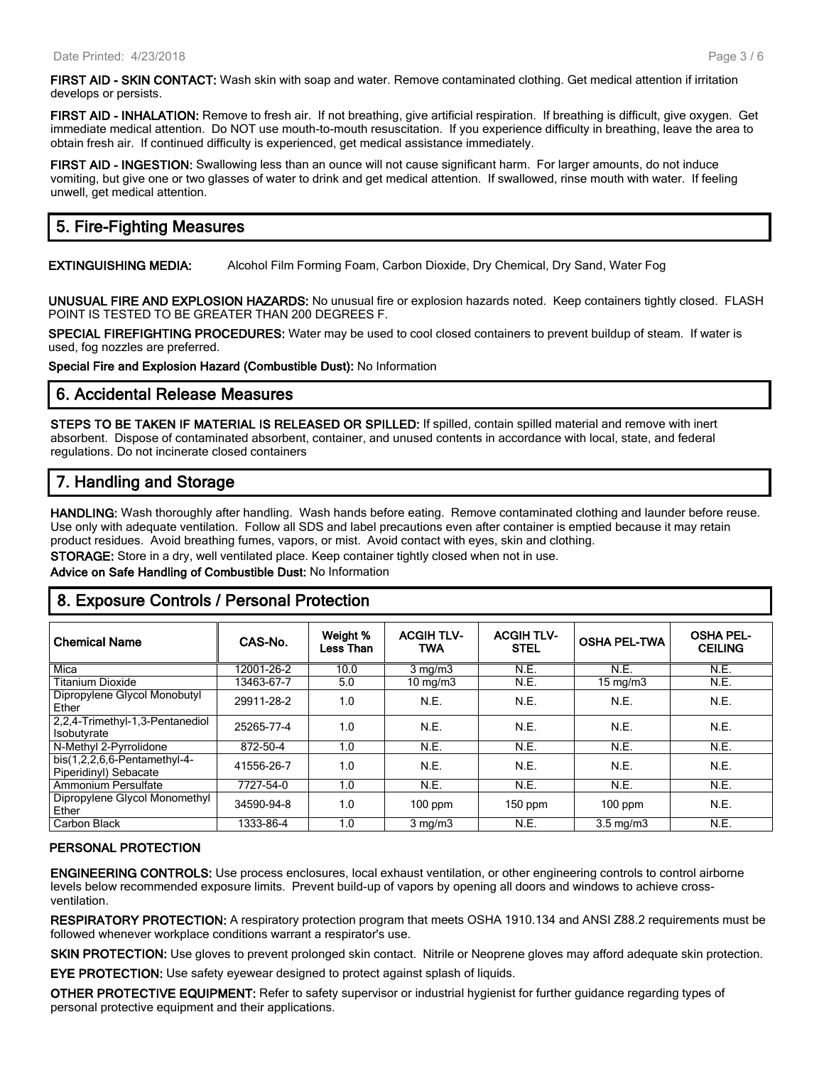**FIRST AID - SKIN CONTACT:** Wash skin with soap and water. Remove contaminated clothing. Get medical attention if irritation develops or persists.

**FIRST AID - INHALATION:** Remove to fresh air. If not breathing, give artificial respiration. If breathing is difficult, give oxygen. Get immediate medical attention. Do NOT use mouth-to-mouth resuscitation. If you experience difficulty in breathing, leave the area to obtain fresh air. If continued difficulty is experienced, get medical assistance immediately.

**FIRST AID - INGESTION:** Swallowing less than an ounce will not cause significant harm. For larger amounts, do not induce vomiting, but give one or two glasses of water to drink and get medical attention. If swallowed, rinse mouth with water. If feeling unwell, get medical attention.

## 5. Fire-Fighting Measures

**EXTINGUISHING MEDIA:** Alcohol Film Forming Foam, Carbon Dioxide, Dry Chemical, Dry Sand, Water Fog

**UNUSUAL FIRE AND EXPLOSION HAZARDS:** No unusual fire or explosion hazards noted. Keep containers tightly closed. FLASH POINT IS TESTED TO BE GREATER THAN 200 DEGREES F.

**SPECIAL FIREFIGHTING PROCEDURES:** Water may be used to cool closed containers to prevent buildup of steam. If water is used, fog nozzles are preferred.

**Special Fire and Explosion Hazard (Combustible Dust):** No Information

## 6. Accidental Release Measures

**STEPS TO BE TAKEN IF MATERIAL IS RELEASED OR SPILLED:** If spilled, contain spilled material and remove with inert absorbent. Dispose of contaminated absorbent, container, and unused contents in accordance with local, state, and federal regulations. Do not incinerate closed containers

## 7. Handling and Storage

**HANDLING:** Wash thoroughly after handling. Wash hands before eating. Remove contaminated clothing and launder before reuse. Use only with adequate ventilation. Follow all SDS and label precautions even after container is emptied because it may retain product residues. Avoid breathing fumes, vapors, or mist. Avoid contact with eyes, skin and clothing.

**STORAGE:** Store in a dry, well ventilated place. Keep container tightly closed when not in use.

**Advice on Safe Handling of Combustible Dust:** No Information

## 8. Exposure Controls / Personal Protection

| Chemical Name | CAS-No. | Weight % Less Than | ACGIH TLV-TWA | ACGIH TLV-STEL | OSHA PEL-TWA | OSHA PEL-CEILING |
|---|---|---|---|---|---|---|
| Mica | 12001-26-2 | 10.0 | 3 mg/m3 | N.E. | N.E. | N.E. |
| Titanium Dioxide | 13463-67-7 | 5.0 | 10 mg/m3 | N.E. | 15 mg/m3 | N.E. |
| Dipropylene Glycol Monobutyl Ether | 29911-28-2 | 1.0 | N.E. | N.E. | N.E. | N.E. |
| 2,2,4-Trimethyl-1,3-Pentanediol Isobutyrate | 25265-77-4 | 1.0 | N.E. | N.E. | N.E. | N.E. |
| N-Methyl 2-Pyrrolidone | 872-50-4 | 1.0 | N.E. | N.E. | N.E. | N.E. |
| bis(1,2,2,6,6-Pentamethyl-4-Piperidinyl) Sebacate | 41556-26-7 | 1.0 | N.E. | N.E. | N.E. | N.E. |
| Ammonium Persulfate | 7727-54-0 | 1.0 | N.E. | N.E. | N.E. | N.E. |
| Dipropylene Glycol Monomethyl Ether | 34590-94-8 | 1.0 | 100 ppm | 150 ppm | 100 ppm | N.E. |
| Carbon Black | 1333-86-4 | 1.0 | 3 mg/m3 | N.E. | 3.5 mg/m3 | N.E. |

### PERSONAL PROTECTION

**ENGINEERING CONTROLS:** Use process enclosures, local exhaust ventilation, or other engineering controls to control airborne levels below recommended exposure limits. Prevent build-up of vapors by opening all doors and windows to achieve cross-ventilation.

**RESPIRATORY PROTECTION:** A respiratory protection program that meets OSHA 1910.134 and ANSI Z88.2 requirements must be followed whenever workplace conditions warrant a respirator's use.

**SKIN PROTECTION:** Use gloves to prevent prolonged skin contact. Nitrile or Neoprene gloves may afford adequate skin protection.

**EYE PROTECTION:** Use safety eyewear designed to protect against splash of liquids.

**OTHER PROTECTIVE EQUIPMENT:** Refer to safety supervisor or industrial hygienist for further guidance regarding types of personal protective equipment and their applications.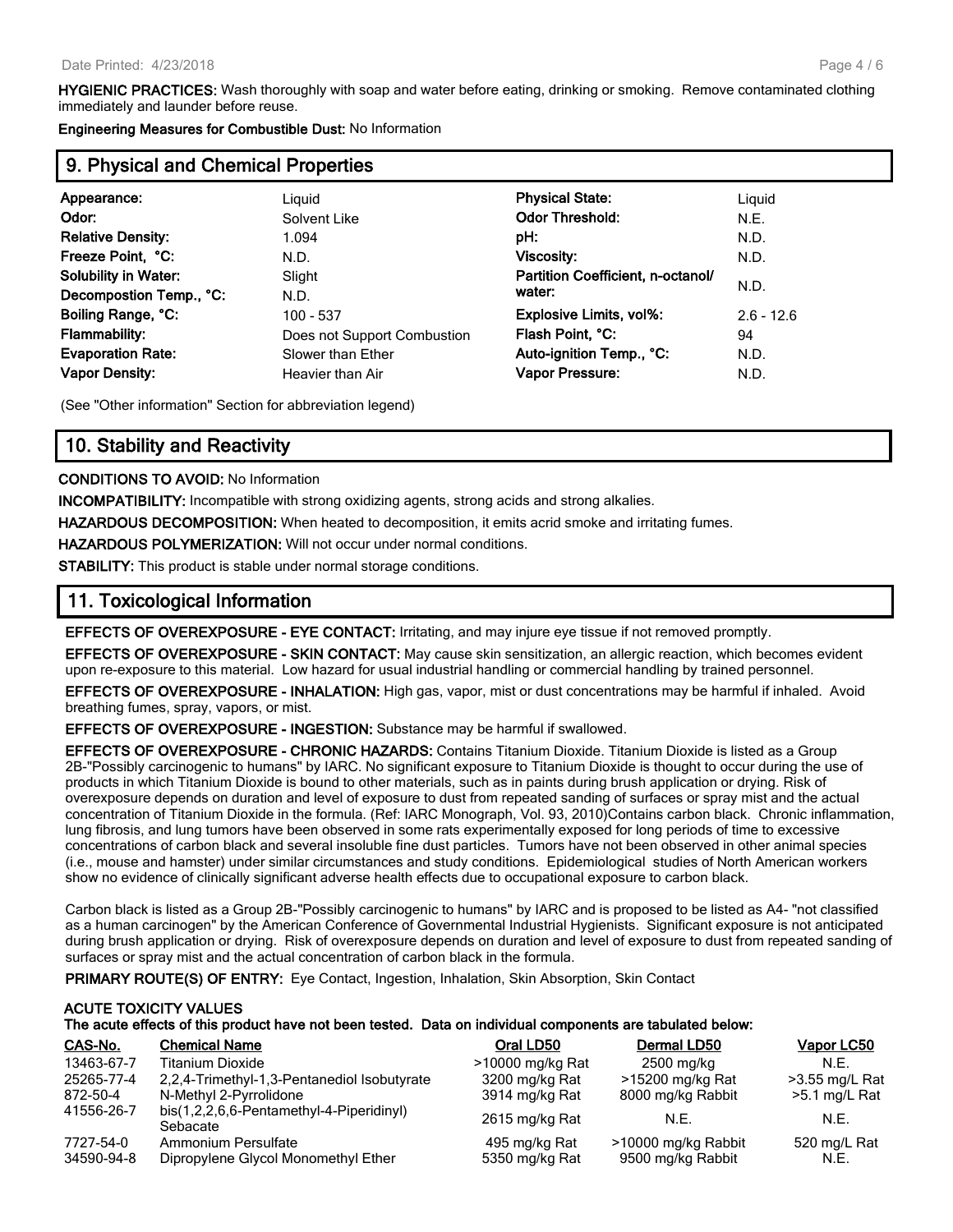**HYGIENIC PRACTICES:** Wash thoroughly with soap and water before eating, drinking or smoking. Remove contaminated clothing immediately and launder before reuse.

**Engineering Measures for Combustible Dust:** No Information

## 9. Physical and Chemical Properties

| | | | |
|---|---|---|---|
| **Appearance:** | Liquid | **Physical State:** | Liquid |
| **Odor:** | Solvent Like | **Odor Threshold:** | N.E. |
| **Relative Density:** | 1.094 | **pH:** | N.D. |
| **Freeze Point, °C:** | N.D. | **Viscosity:** | N.D. |
| **Solubility in Water:** | Slight | **Partition Coefficient, n-octanol/ water:** | N.D. |
| **Decompostion Temp., °C:** | N.D. | | |
| **Boiling Range, °C:** | 100 - 537 | **Explosive Limits, vol%:** | 2.6 - 12.6 |
| **Flammability:** | Does not Support Combustion | **Flash Point, °C:** | 94 |
| **Evaporation Rate:** | Slower than Ether | **Auto-ignition Temp., °C:** | N.D. |
| **Vapor Density:** | Heavier than Air | **Vapor Pressure:** | N.D. |

(See "Other information" Section for abbreviation legend)

## 10. Stability and Reactivity

**CONDITIONS TO AVOID:** No Information

**INCOMPATIBILITY:** Incompatible with strong oxidizing agents, strong acids and strong alkalies.

**HAZARDOUS DECOMPOSITION:** When heated to decomposition, it emits acrid smoke and irritating fumes.

**HAZARDOUS POLYMERIZATION:** Will not occur under normal conditions.

**STABILITY:** This product is stable under normal storage conditions.

## 11. Toxicological Information

**EFFECTS OF OVEREXPOSURE - EYE CONTACT:** Irritating, and may injure eye tissue if not removed promptly.

**EFFECTS OF OVEREXPOSURE - SKIN CONTACT:** May cause skin sensitization, an allergic reaction, which becomes evident upon re-exposure to this material. Low hazard for usual industrial handling or commercial handling by trained personnel.

**EFFECTS OF OVEREXPOSURE - INHALATION:** High gas, vapor, mist or dust concentrations may be harmful if inhaled. Avoid breathing fumes, spray, vapors, or mist.

**EFFECTS OF OVEREXPOSURE - INGESTION:** Substance may be harmful if swallowed.

**EFFECTS OF OVEREXPOSURE - CHRONIC HAZARDS:** Contains Titanium Dioxide. Titanium Dioxide is listed as a Group 2B-"Possibly carcinogenic to humans" by IARC. No significant exposure to Titanium Dioxide is thought to occur during the use of products in which Titanium Dioxide is bound to other materials, such as in paints during brush application or drying. Risk of overexposure depends on duration and level of exposure to dust from repeated sanding of surfaces or spray mist and the actual concentration of Titanium Dioxide in the formula. (Ref: IARC Monograph, Vol. 93, 2010)Contains carbon black. Chronic inflammation, lung fibrosis, and lung tumors have been observed in some rats experimentally exposed for long periods of time to excessive concentrations of carbon black and several insoluble fine dust particles. Tumors have not been observed in other animal species (i.e., mouse and hamster) under similar circumstances and study conditions. Epidemiological studies of North American workers show no evidence of clinically significant adverse health effects due to occupational exposure to carbon black.

Carbon black is listed as a Group 2B-"Possibly carcinogenic to humans" by IARC and is proposed to be listed as A4- "not classified as a human carcinogen" by the American Conference of Governmental Industrial Hygienists. Significant exposure is not anticipated during brush application or drying. Risk of overexposure depends on duration and level of exposure to dust from repeated sanding of surfaces or spray mist and the actual concentration of carbon black in the formula.

**PRIMARY ROUTE(S) OF ENTRY:** Eye Contact, Ingestion, Inhalation, Skin Absorption, Skin Contact

**ACUTE TOXICITY VALUES**
**The acute effects of this product have not been tested. Data on individual components are tabulated below:**

| CAS-No. | Chemical Name | Oral LD50 | Dermal LD50 | Vapor LC50 |
|---|---|---|---|---|
| 13463-67-7 | Titanium Dioxide | >10000 mg/kg Rat | 2500 mg/kg | N.E. |
| 25265-77-4 | 2,2,4-Trimethyl-1,3-Pentanediol Isobutyrate | 3200 mg/kg Rat | >15200 mg/kg Rat | >3.55 mg/L Rat |
| 872-50-4 | N-Methyl 2-Pyrrolidone | 3914 mg/kg Rat | 8000 mg/kg Rabbit | >5.1 mg/L Rat |
| 41556-26-7 | bis(1,2,2,6,6-Pentamethyl-4-Piperidinyl) Sebacate | 2615 mg/kg Rat | N.E. | N.E. |
| 7727-54-0 | Ammonium Persulfate | 495 mg/kg Rat | >10000 mg/kg Rabbit | 520 mg/L Rat |
| 34590-94-8 | Dipropylene Glycol Monomethyl Ether | 5350 mg/kg Rat | 9500 mg/kg Rabbit | N.E. |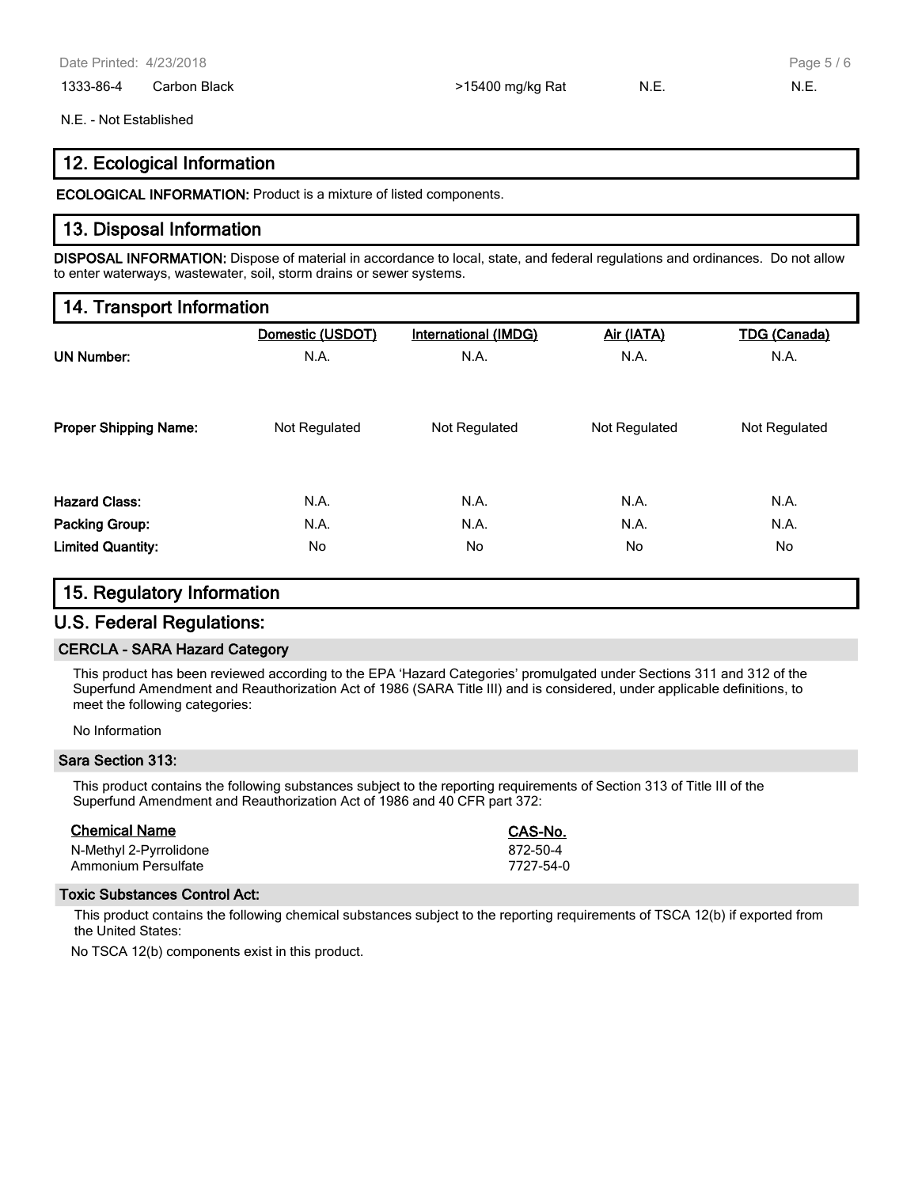| 1333-86-4 | Carbon Black | >15400 mg/kg Rat | N.E. | N.E. |
|---|---|---|---|---|

N.E. - Not Established

## 12. Ecological Information

**ECOLOGICAL INFORMATION:** Product is a mixture of listed components.

## 13. Disposal Information

**DISPOSAL INFORMATION:** Dispose of material in accordance to local, state, and federal regulations and ordinances. Do not allow to enter waterways, wastewater, soil, storm drains or sewer systems.

## 14. Transport Information

| | Domestic (USDOT) | International (IMDG) | Air (IATA) | TDG (Canada) |
|---|---|---|---|---|
| **UN Number:** | N.A. | N.A. | N.A. | N.A. |
| **Proper Shipping Name:** | Not Regulated | Not Regulated | Not Regulated | Not Regulated |
| **Hazard Class:** | N.A. | N.A. | N.A. | N.A. |
| **Packing Group:** | N.A. | N.A. | N.A. | N.A. |
| **Limited Quantity:** | No | No | No | No |

## 15. Regulatory Information

## U.S. Federal Regulations:

### CERCLA - SARA Hazard Category

This product has been reviewed according to the EPA 'Hazard Categories' promulgated under Sections 311 and 312 of the Superfund Amendment and Reauthorization Act of 1986 (SARA Title III) and is considered, under applicable definitions, to meet the following categories:

No Information

### Sara Section 313:

This product contains the following substances subject to the reporting requirements of Section 313 of Title III of the Superfund Amendment and Reauthorization Act of 1986 and 40 CFR part 372:

| Chemical Name | CAS-No. |
|---|---|
| N-Methyl 2-Pyrrolidone | 872-50-4 |
| Ammonium Persulfate | 7727-54-0 |

### Toxic Substances Control Act:

This product contains the following chemical substances subject to the reporting requirements of TSCA 12(b) if exported from the United States:

No TSCA 12(b) components exist in this product.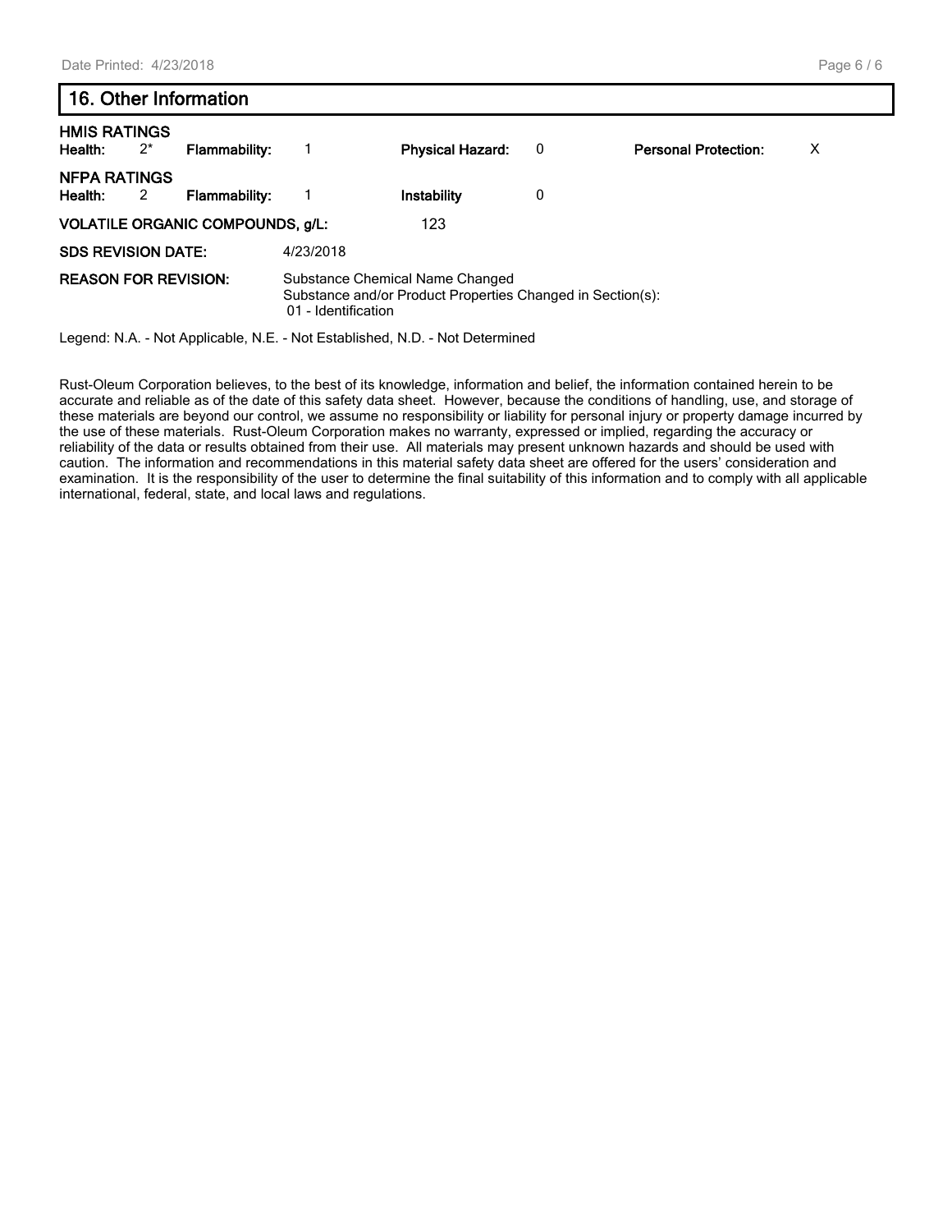## 16. Other Information

**HMIS RATINGS**

| | | | | | | | |
|---|---|---|---|---|---|---|---|
| **Health:** | 2* | **Flammability:** | 1 | **Physical Hazard:** | 0 | **Personal Protection:** | X |

**NFPA RATINGS**

| | | | | | |
|---|---|---|---|---|---|
| **Health:** | 2 | **Flammability:** | 1 | **Instability** | 0 |

**VOLATILE ORGANIC COMPOUNDS, g/L:** 123

**SDS REVISION DATE:** 4/23/2018

**REASON FOR REVISION:** Substance Chemical Name Changed
Substance and/or Product Properties Changed in Section(s):
01 - Identification

Legend: N.A. - Not Applicable, N.E. - Not Established, N.D. - Not Determined

Rust-Oleum Corporation believes, to the best of its knowledge, information and belief, the information contained herein to be accurate and reliable as of the date of this safety data sheet. However, because the conditions of handling, use, and storage of these materials are beyond our control, we assume no responsibility or liability for personal injury or property damage incurred by the use of these materials. Rust-Oleum Corporation makes no warranty, expressed or implied, regarding the accuracy or reliability of the data or results obtained from their use. All materials may present unknown hazards and should be used with caution. The information and recommendations in this material safety data sheet are offered for the users' consideration and examination. It is the responsibility of the user to determine the final suitability of this information and to comply with all applicable international, federal, state, and local laws and regulations.